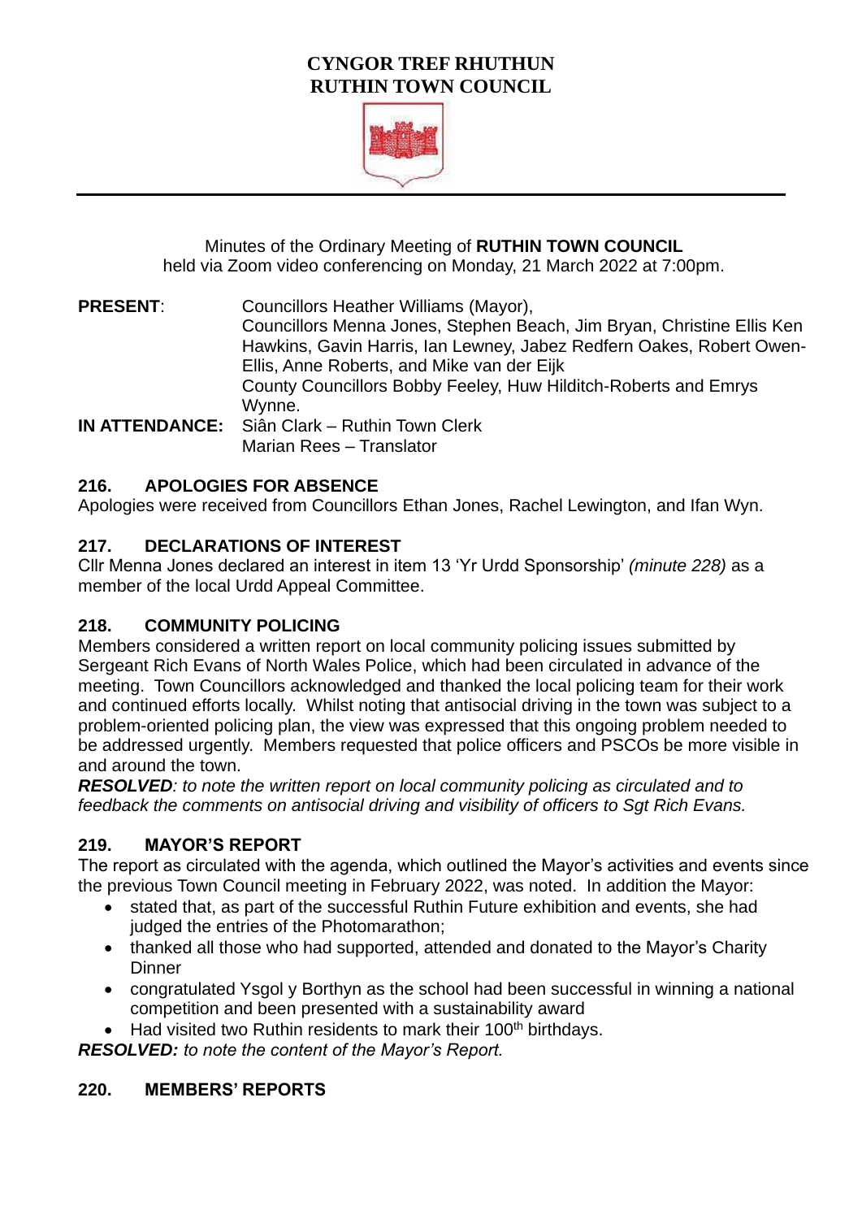# CYNGOR TREF RHUTHUN
# RUTHIN TOWN COUNCIL

Minutes of the Ordinary Meeting of **RUTHIN TOWN COUNCIL**
held via Zoom video conferencing on Monday, 21 March 2022 at 7:00pm.

**PRESENT**: Councillors Heather Williams (Mayor),
Councillors Menna Jones, Stephen Beach, Jim Bryan, Christine Ellis Ken Hawkins, Gavin Harris, Ian Lewney, Jabez Redfern Oakes, Robert Owen-Ellis, Anne Roberts, and Mike van der Eijk
County Councillors Bobby Feeley, Huw Hilditch-Roberts and Emrys Wynne.

**IN ATTENDANCE:** Siân Clark – Ruthin Town Clerk
Marian Rees – Translator

## 216. APOLOGIES FOR ABSENCE

Apologies were received from Councillors Ethan Jones, Rachel Lewington, and Ifan Wyn.

## 217. DECLARATIONS OF INTEREST

Cllr Menna Jones declared an interest in item 13 'Yr Urdd Sponsorship' *(minute 228)* as a member of the local Urdd Appeal Committee.

## 218. COMMUNITY POLICING

Members considered a written report on local community policing issues submitted by Sergeant Rich Evans of North Wales Police, which had been circulated in advance of the meeting. Town Councillors acknowledged and thanked the local policing team for their work and continued efforts locally. Whilst noting that antisocial driving in the town was subject to a problem-oriented policing plan, the view was expressed that this ongoing problem needed to be addressed urgently. Members requested that police officers and PSCOs be more visible in and around the town.

***RESOLVED****: to note the written report on local community policing as circulated and to feedback the comments on antisocial driving and visibility of officers to Sgt Rich Evans.*

## 219. MAYOR'S REPORT

The report as circulated with the agenda, which outlined the Mayor's activities and events since the previous Town Council meeting in February 2022, was noted. In addition the Mayor:

- stated that, as part of the successful Ruthin Future exhibition and events, she had judged the entries of the Photomarathon;
- thanked all those who had supported, attended and donated to the Mayor's Charity Dinner
- congratulated Ysgol y Borthyn as the school had been successful in winning a national competition and been presented with a sustainability award
- Had visited two Ruthin residents to mark their 100th birthdays.

***RESOLVED:*** *to note the content of the Mayor's Report.*

## 220. MEMBERS' REPORTS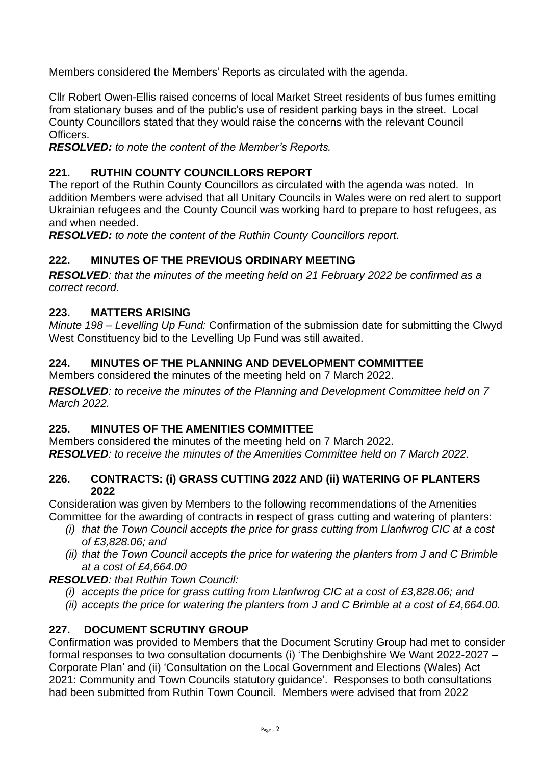Members considered the Members' Reports as circulated with the agenda.

Cllr Robert Owen-Ellis raised concerns of local Market Street residents of bus fumes emitting from stationary buses and of the public's use of resident parking bays in the street. Local County Councillors stated that they would raise the concerns with the relevant Council Officers.

***RESOLVED:*** *to note the content of the Member's Reports.*

## 221. RUTHIN COUNTY COUNCILLORS REPORT

The report of the Ruthin County Councillors as circulated with the agenda was noted. In addition Members were advised that all Unitary Councils in Wales were on red alert to support Ukrainian refugees and the County Council was working hard to prepare to host refugees, as and when needed.

***RESOLVED:*** *to note the content of the Ruthin County Councillors report.*

## 222. MINUTES OF THE PREVIOUS ORDINARY MEETING

***RESOLVED****: that the minutes of the meeting held on 21 February 2022 be confirmed as a correct record.*

## 223. MATTERS ARISING

*Minute 198 – Levelling Up Fund:* Confirmation of the submission date for submitting the Clwyd West Constituency bid to the Levelling Up Fund was still awaited.

## 224. MINUTES OF THE PLANNING AND DEVELOPMENT COMMITTEE

Members considered the minutes of the meeting held on 7 March 2022.

***RESOLVED****: to receive the minutes of the Planning and Development Committee held on 7 March 2022.*

## 225. MINUTES OF THE AMENITIES COMMITTEE

Members considered the minutes of the meeting held on 7 March 2022.

***RESOLVED****: to receive the minutes of the Amenities Committee held on 7 March 2022.*

## 226. CONTRACTS: (i) GRASS CUTTING 2022 AND (ii) WATERING OF PLANTERS 2022

Consideration was given by Members to the following recommendations of the Amenities Committee for the awarding of contracts in respect of grass cutting and watering of planters:

- *(i) that the Town Council accepts the price for grass cutting from Llanfwrog CIC at a cost of £3,828.06; and*
- *(ii) that the Town Council accepts the price for watering the planters from J and C Brimble at a cost of £4,664.00*

***RESOLVED****: that Ruthin Town Council:*

- *(i) accepts the price for grass cutting from Llanfwrog CIC at a cost of £3,828.06; and*
- *(ii) accepts the price for watering the planters from J and C Brimble at a cost of £4,664.00.*

## 227. DOCUMENT SCRUTINY GROUP

Confirmation was provided to Members that the Document Scrutiny Group had met to consider formal responses to two consultation documents (i) 'The Denbighshire We Want 2022-2027 – Corporate Plan' and (ii) 'Consultation on the Local Government and Elections (Wales) Act 2021: Community and Town Councils statutory guidance'. Responses to both consultations had been submitted from Ruthin Town Council. Members were advised that from 2022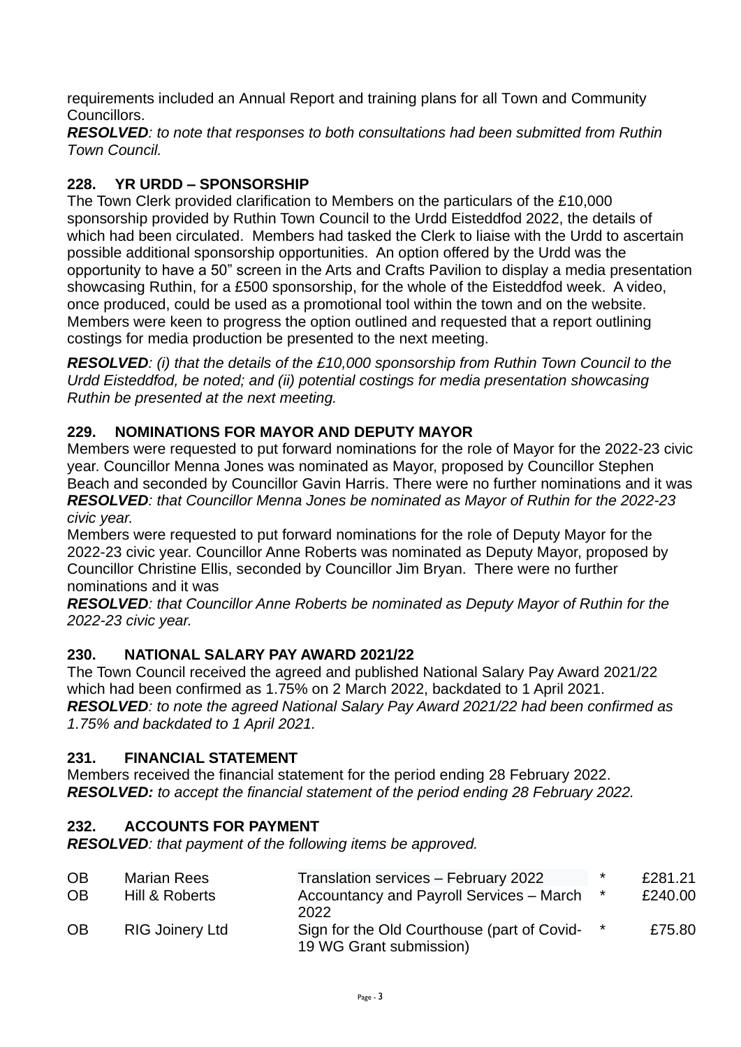requirements included an Annual Report and training plans for all Town and Community Councillors.
***RESOLVED****: to note that responses to both consultations had been submitted from Ruthin Town Council.*

### 228. YR URDD – SPONSORSHIP

The Town Clerk provided clarification to Members on the particulars of the £10,000 sponsorship provided by Ruthin Town Council to the Urdd Eisteddfod 2022, the details of which had been circulated. Members had tasked the Clerk to liaise with the Urdd to ascertain possible additional sponsorship opportunities. An option offered by the Urdd was the opportunity to have a 50" screen in the Arts and Crafts Pavilion to display a media presentation showcasing Ruthin, for a £500 sponsorship, for the whole of the Eisteddfod week. A video, once produced, could be used as a promotional tool within the town and on the website. Members were keen to progress the option outlined and requested that a report outlining costings for media production be presented to the next meeting.

***RESOLVED****: (i) that the details of the £10,000 sponsorship from Ruthin Town Council to the Urdd Eisteddfod, be noted; and (ii) potential costings for media presentation showcasing Ruthin be presented at the next meeting.*

### 229. NOMINATIONS FOR MAYOR AND DEPUTY MAYOR

Members were requested to put forward nominations for the role of Mayor for the 2022-23 civic year. Councillor Menna Jones was nominated as Mayor, proposed by Councillor Stephen Beach and seconded by Councillor Gavin Harris. There were no further nominations and it was
***RESOLVED****: that Councillor Menna Jones be nominated as Mayor of Ruthin for the 2022-23 civic year.*

Members were requested to put forward nominations for the role of Deputy Mayor for the 2022-23 civic year. Councillor Anne Roberts was nominated as Deputy Mayor, proposed by Councillor Christine Ellis, seconded by Councillor Jim Bryan. There were no further nominations and it was
***RESOLVED****: that Councillor Anne Roberts be nominated as Deputy Mayor of Ruthin for the 2022-23 civic year.*

### 230. NATIONAL SALARY PAY AWARD 2021/22

The Town Council received the agreed and published National Salary Pay Award 2021/22 which had been confirmed as 1.75% on 2 March 2022, backdated to 1 April 2021.
***RESOLVED****: to note the agreed National Salary Pay Award 2021/22 had been confirmed as 1.75% and backdated to 1 April 2021.*

### 231. FINANCIAL STATEMENT

Members received the financial statement for the period ending 28 February 2022.
***RESOLVED:*** *to accept the financial statement of the period ending 28 February 2022.*

### 232. ACCOUNTS FOR PAYMENT

***RESOLVED****: that payment of the following items be approved.*

| | | | | |
|---|---|---|---|---|
| OB | Marian Rees | Translation services – February 2022 | * | £281.21 |
| OB | Hill & Roberts | Accountancy and Payroll Services – March 2022 | * | £240.00 |
| OB | RIG Joinery Ltd | Sign for the Old Courthouse (part of Covid-19 WG Grant submission) | * | £75.80 |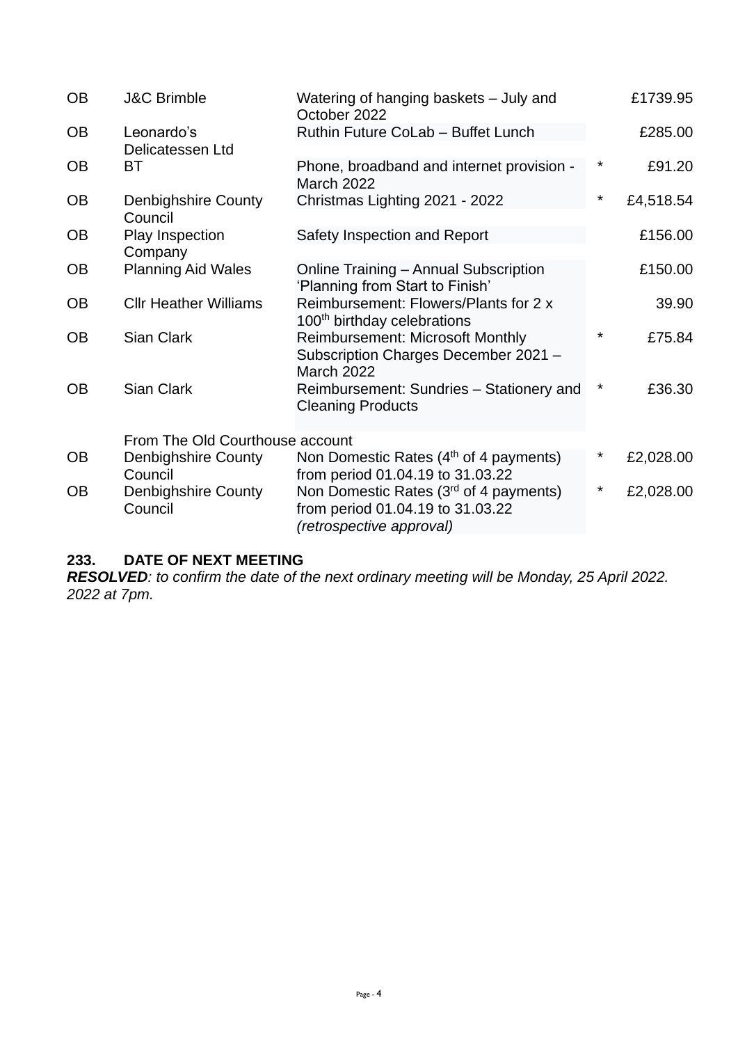| | | | | |
|---|---|---|---|---|
| OB | J&C Brimble | Watering of hanging baskets – July and October 2022 | | £1739.95 |
| OB | Leonardo’s Delicatessen Ltd | Ruthin Future CoLab – Buffet Lunch | | £285.00 |
| OB | BT | Phone, broadband and internet provision - March 2022 | * | £91.20 |
| OB | Denbighshire County Council | Christmas Lighting 2021 - 2022 | * | £4,518.54 |
| OB | Play Inspection Company | Safety Inspection and Report | | £156.00 |
| OB | Planning Aid Wales | Online Training – Annual Subscription ‘Planning from Start to Finish’ | | £150.00 |
| OB | Cllr Heather Williams | Reimbursement: Flowers/Plants for 2 x 100th birthday celebrations | | 39.90 |
| OB | Sian Clark | Reimbursement: Microsoft Monthly Subscription Charges December 2021 – March 2022 | * | £75.84 |
| OB | Sian Clark | Reimbursement: Sundries – Stationery and Cleaning Products | * | £36.30 |
| | From The Old Courthouse account | | | |
| OB | Denbighshire County Council | Non Domestic Rates (4th of 4 payments) from period 01.04.19 to 31.03.22 | * | £2,028.00 |
| OB | Denbighshire County Council | Non Domestic Rates (3rd of 4 payments) from period 01.04.19 to 31.03.22 *(retrospective approval)* | * | £2,028.00 |

**233. DATE OF NEXT MEETING**

***RESOLVED****: to confirm the date of the next ordinary meeting will be Monday, 25 April 2022. 2022 at 7pm.*